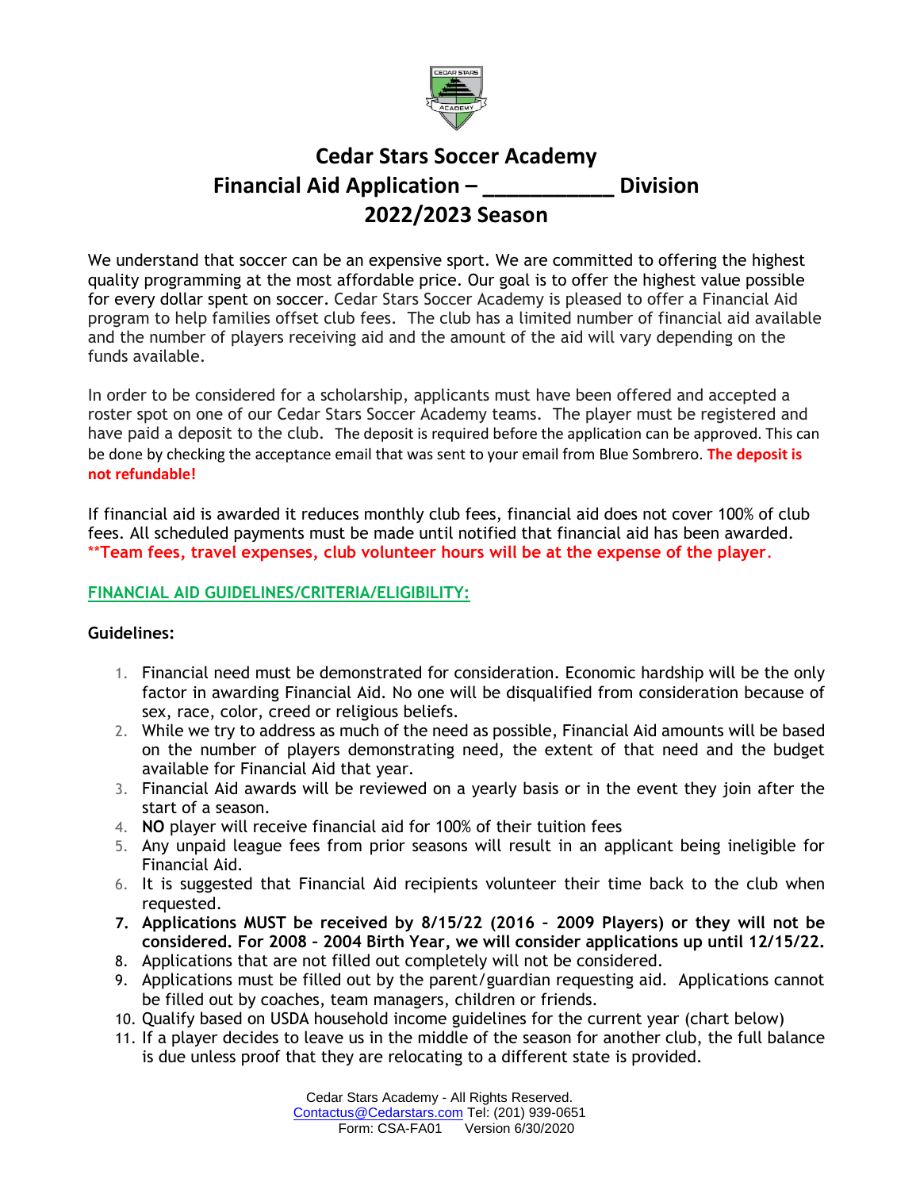# Cedar Stars Soccer Academy
# Financial Aid Application – ___________ Division
# 2022/2023 Season

We understand that soccer can be an expensive sport. We are committed to offering the highest quality programming at the most affordable price. Our goal is to offer the highest value possible for every dollar spent on soccer. Cedar Stars Soccer Academy is pleased to offer a Financial Aid program to help families offset club fees. The club has a limited number of financial aid available and the number of players receiving aid and the amount of the aid will vary depending on the funds available.

In order to be considered for a scholarship, applicants must have been offered and accepted a roster spot on one of our Cedar Stars Soccer Academy teams. The player must be registered and have paid a deposit to the club. The deposit is required before the application can be approved. This can be done by checking the acceptance email that was sent to your email from Blue Sombrero. **The deposit is not refundable!**

If financial aid is awarded it reduces monthly club fees, financial aid does not cover 100% of club fees. All scheduled payments must be made until notified that financial aid has been awarded. **\*\*Team fees, travel expenses, club volunteer hours will be at the expense of the player.**

**FINANCIAL AID GUIDELINES/CRITERIA/ELIGIBILITY:**

**Guidelines:**

1. Financial need must be demonstrated for consideration. Economic hardship will be the only factor in awarding Financial Aid. No one will be disqualified from consideration because of sex, race, color, creed or religious beliefs.
2. While we try to address as much of the need as possible, Financial Aid amounts will be based on the number of players demonstrating need, the extent of that need and the budget available for Financial Aid that year.
3. Financial Aid awards will be reviewed on a yearly basis or in the event they join after the start of a season.
4. **NO** player will receive financial aid for 100% of their tuition fees
5. Any unpaid league fees from prior seasons will result in an applicant being ineligible for Financial Aid.
6. It is suggested that Financial Aid recipients volunteer their time back to the club when requested.
7. **Applications MUST be received by 8/15/22 (2016 – 2009 Players) or they will not be considered. For 2008 – 2004 Birth Year, we will consider applications up until 12/15/22.**
8. Applications that are not filled out completely will not be considered.
9. Applications must be filled out by the parent/guardian requesting aid. Applications cannot be filled out by coaches, team managers, children or friends.
10. Qualify based on USDA household income guidelines for the current year (chart below)
11. If a player decides to leave us in the middle of the season for another club, the full balance is due unless proof that they are relocating to a different state is provided.

Cedar Stars Academy - All Rights Reserved.
Contactus@Cedarstars.com Tel: (201) 939-0651
Form: CSA-FA01 Version 6/30/2020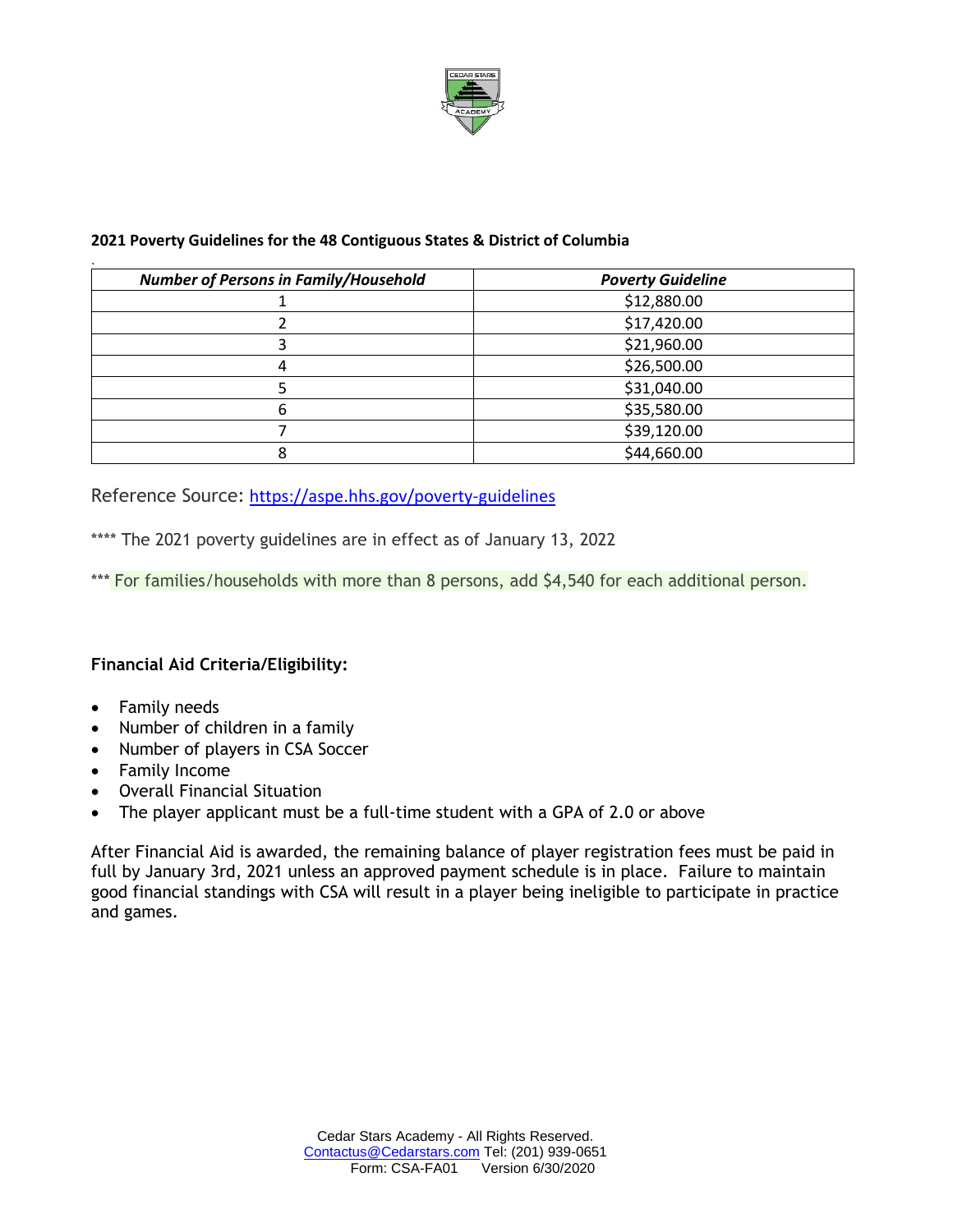**2021 Poverty Guidelines for the 48 Contiguous States & District of Columbia**

| *Number of Persons in Family/Household* | *Poverty Guideline* |
| --- | --- |
| 1 | $12,880.00 |
| 2 | $17,420.00 |
| 3 | $21,960.00 |
| 4 | $26,500.00 |
| 5 | $31,040.00 |
| 6 | $35,580.00 |
| 7 | $39,120.00 |
| 8 | $44,660.00 |

Reference Source: https://aspe.hhs.gov/poverty-guidelines

**** The 2021 poverty guidelines are in effect as of January 13, 2022

*** For families/households with more than 8 persons, add $4,540 for each additional person.

**Financial Aid Criteria/Eligibility:**

- Family needs
- Number of children in a family
- Number of players in CSA Soccer
- Family Income
- Overall Financial Situation
- The player applicant must be a full-time student with a GPA of 2.0 or above

After Financial Aid is awarded, the remaining balance of player registration fees must be paid in full by January 3rd, 2021 unless an approved payment schedule is in place. Failure to maintain good financial standings with CSA will result in a player being ineligible to participate in practice and games.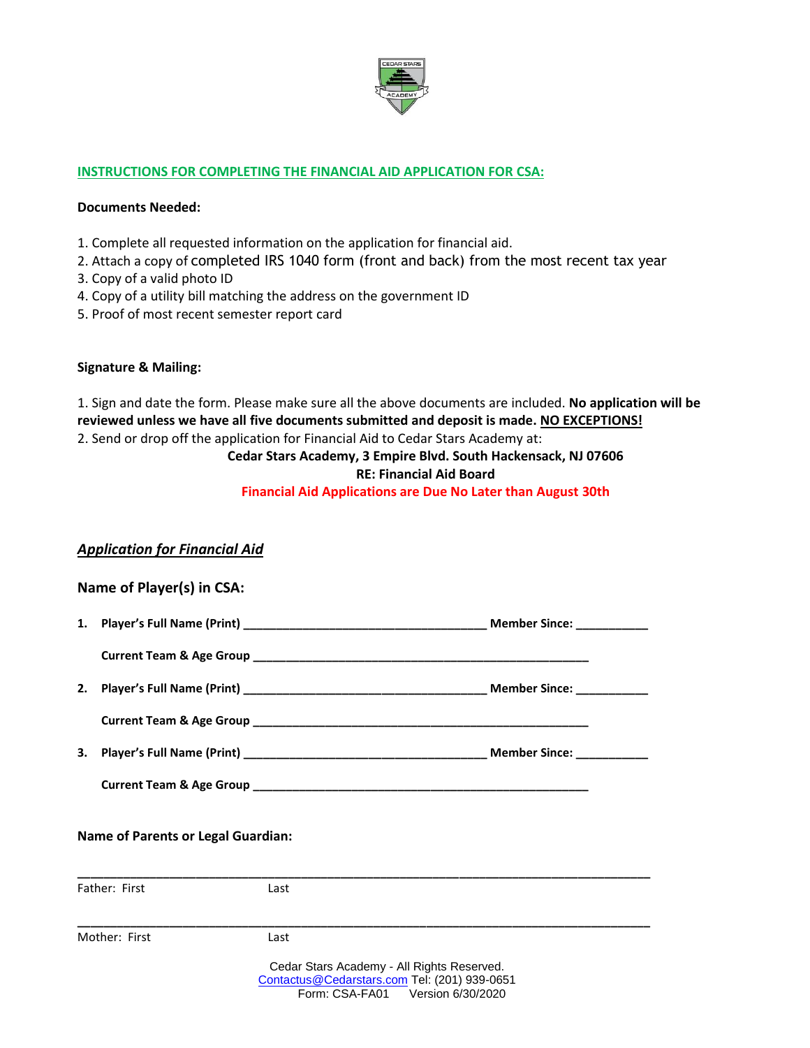## INSTRUCTIONS FOR COMPLETING THE FINANCIAL AID APPLICATION FOR CSA:

**Documents Needed:**

1. Complete all requested information on the application for financial aid.
2. Attach a copy of completed IRS 1040 form (front and back) from the most recent tax year
3. Copy of a valid photo ID
4. Copy of a utility bill matching the address on the government ID
5. Proof of most recent semester report card

**Signature & Mailing:**

1. Sign and date the form. Please make sure all the above documents are included. **No application will be reviewed unless we have all five documents submitted and deposit is made. NO EXCEPTIONS!**
2. Send or drop off the application for Financial Aid to Cedar Stars Academy at:

**Cedar Stars Academy, 3 Empire Blvd. South Hackensack, NJ 07606**
**RE: Financial Aid Board**
**Financial Aid Applications are Due No Later than August 30th**

## *Application for Financial Aid*

### Name of Player(s) in CSA:

1. **Player's Full Name (Print)** ____________________________________ **Member Since:** ___________

   **Current Team & Age Group** ____________________________________________________

2. **Player's Full Name (Print)** ____________________________________ **Member Since:** ___________

   **Current Team & Age Group** ____________________________________________________

3. **Player's Full Name (Print)** ____________________________________ **Member Since:** ___________

   **Current Team & Age Group** ____________________________________________________

### Name of Parents or Legal Guardian:

____________________________________________________________________________________

Father: First Last

____________________________________________________________________________________

Mother: First Last

Cedar Stars Academy - All Rights Reserved.
Contactus@Cedarstars.com Tel: (201) 939-0651
Form: CSA-FA01 Version 6/30/2020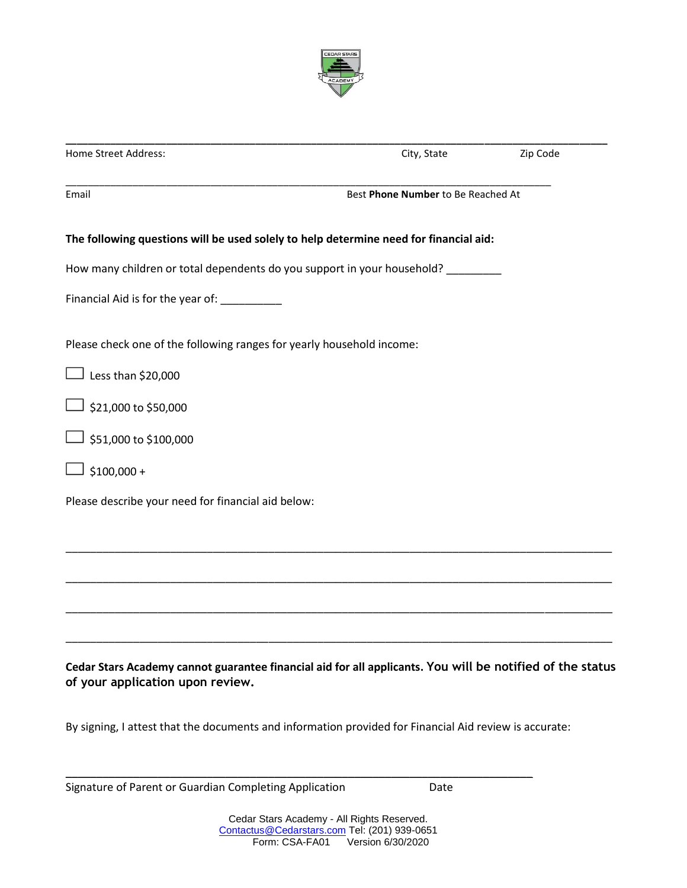______________________________________________________________________________

Home Street Address: City, State Zip Code

______________________________________________________________________________

Email Best **Phone Number** to Be Reached At

**The following questions will be used solely to help determine need for financial aid:**

How many children or total dependents do you support in your household? _________

Financial Aid is for the year of: __________

Please check one of the following ranges for yearly household income:

☐ Less than $20,000

☐ $21,000 to $50,000

☐ $51,000 to $100,000

☐ $100,000 +

Please describe your need for financial aid below:

______________________________________________________________________________

______________________________________________________________________________

______________________________________________________________________________

______________________________________________________________________________

**Cedar Stars Academy cannot guarantee financial aid for all applicants. You will be notified of the status of your application upon review.**

By signing, I attest that the documents and information provided for Financial Aid review is accurate:

______________________________________________________________________________

Signature of Parent or Guardian Completing Application Date

Cedar Stars Academy - All Rights Reserved.
Contactus@Cedarstars.com Tel: (201) 939-0651
Form: CSA-FA01 Version 6/30/2020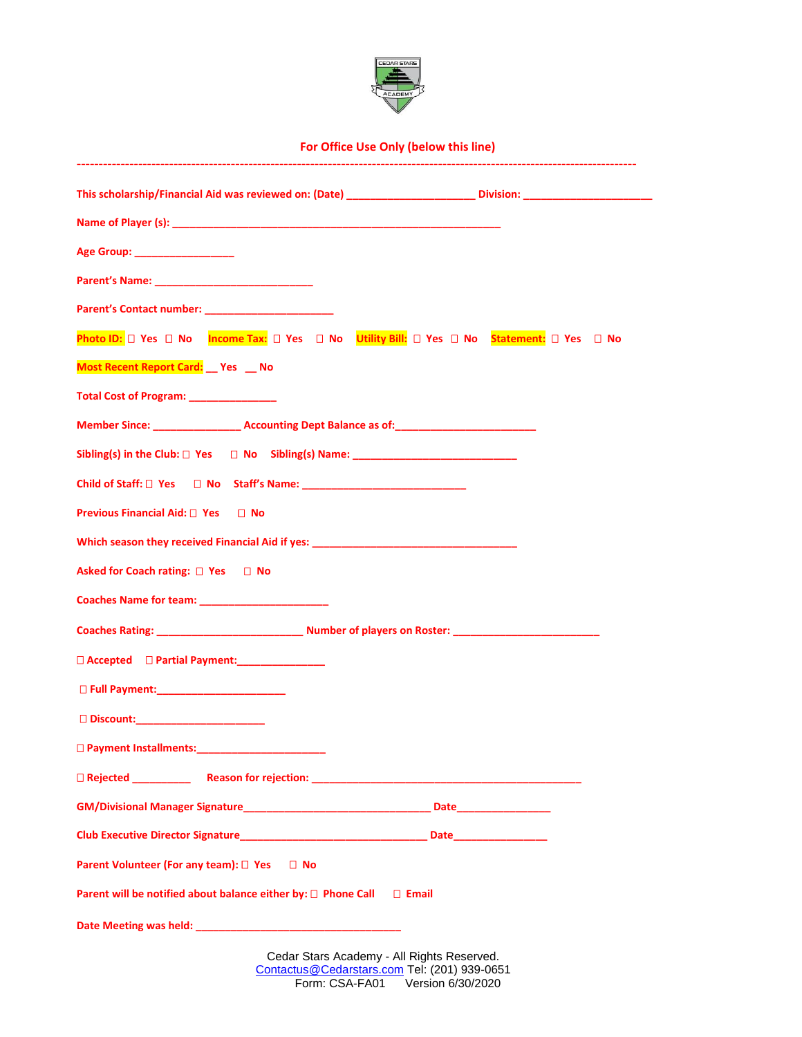**For Office Use Only (below this line)**

---

**This scholarship/Financial Aid was reviewed on: (Date) ______________________ Division: ______________________**

**Name of Player (s): ________________________________________________________**

**Age Group: _________________**

**Parent's Name: ___________________________**

**Parent's Contact number: ______________________**

**Photo ID:** ☐ **Yes** ☐ **No** **Income Tax:** ☐ **Yes** ☐ **No** **Utility Bill:** ☐ **Yes** ☐ **No** **Statement:** ☐ **Yes** ☐ **No**

**Most Recent Report Card: __ Yes __ No**

**Total Cost of Program: _______________**

**Member Since: _______________ Accounting Dept Balance as of:________________________**

**Sibling(s) in the Club:** ☐ **Yes** ☐ **No** **Sibling(s) Name: ____________________________**

**Child of Staff:** ☐ **Yes** ☐ **No** **Staff's Name: ____________________________**

**Previous Financial Aid:** ☐ **Yes** ☐ **No**

**Which season they received Financial Aid if yes: ___________________________________**

**Asked for Coach rating:** ☐ **Yes** ☐ **No**

**Coaches Name for team: ______________________**

**Coaches Rating: _________________________ Number of players on Roster: _________________________**

☐ **Accepted** ☐ **Partial Payment:_______________**

☐ **Full Payment:______________________**

☐ **Discount:______________________**

☐ **Payment Installments:______________________**

☐ **Rejected __________ Reason for rejection: ______________________________________________**

**GM/Divisional Manager Signature________________________________ Date________________**

**Club Executive Director Signature________________________________ Date________________**

**Parent Volunteer (For any team):** ☐ **Yes** ☐ **No**

**Parent will be notified about balance either by:** ☐ **Phone Call** ☐ **Email**

**Date Meeting was held: ___________________________________**

Cedar Stars Academy - All Rights Reserved.
Contactus@Cedarstars.com Tel: (201) 939-0651
Form: CSA-FA01 Version 6/30/2020